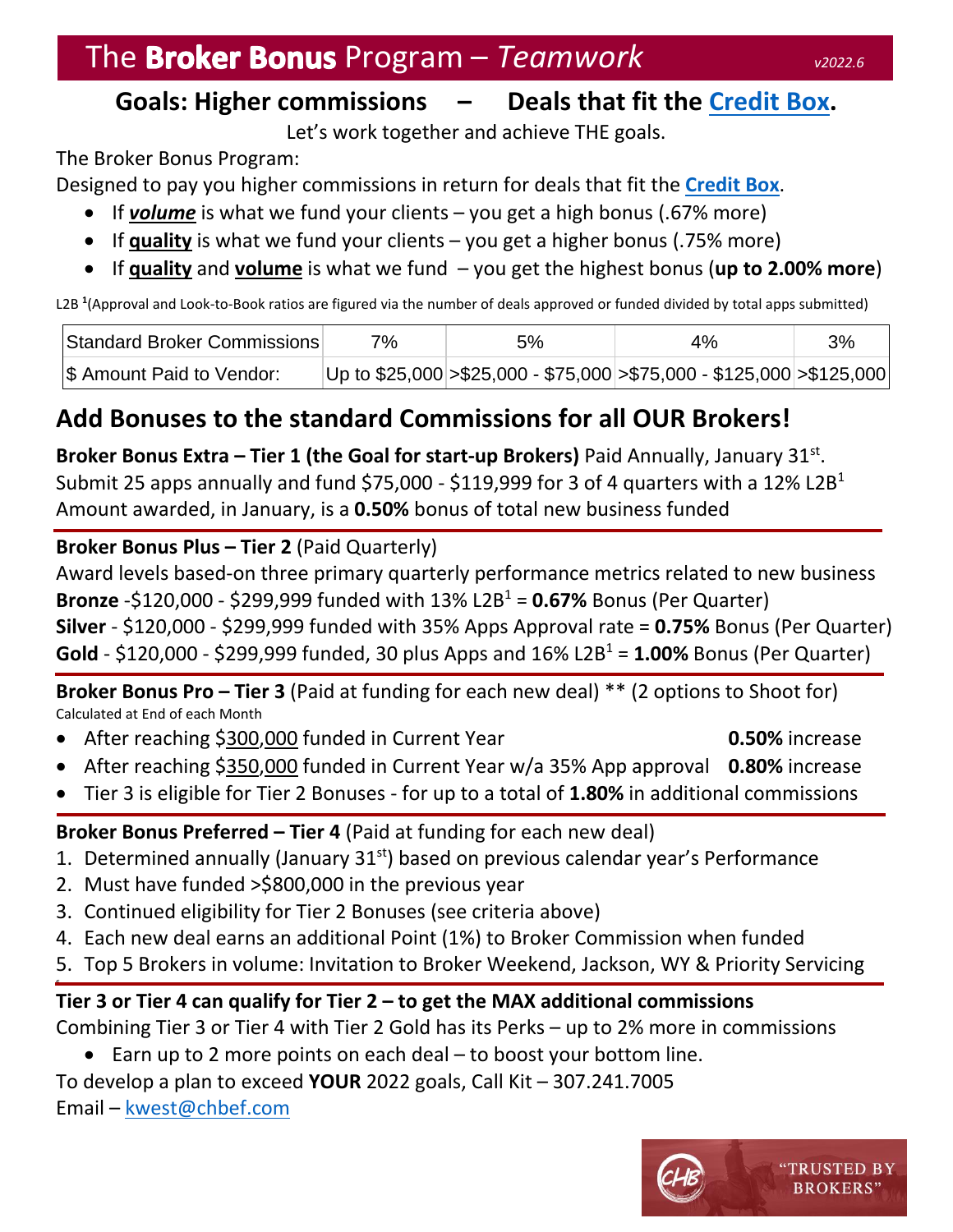# The **Broker Bonus** Program – *Teamwork* *v2022.6*

## Goals: Higher commissions – Deals that fit the Credit Box.

Let's work together and achieve THE goals.

The Broker Bonus Program:

Designed to pay you higher commissions in return for deals that fit the **Credit Box**.

- If ***volume*** is what we fund your clients – you get a high bonus (.67% more)
- If **quality** is what we fund your clients – you get a higher bonus (.75% more)
- If **quality** and **volume** is what we fund – you get the highest bonus (**up to 2.00% more**)

L2B [1](Approval and Look-to-Book ratios are figured via the number of deals approved or funded divided by total apps submitted)

| Standard Broker Commissions | 7% | 5% | 4% | 3% |
|---|---|---|---|---|
| $ Amount Paid to Vendor: | Up to $25,000 | >$25,000 - $75,000 | >$75,000 - $125,000 | >$125,000 |

## Add Bonuses to the standard Commissions for all OUR Brokers!

**Broker Bonus Extra – Tier 1 (the Goal for start-up Brokers)** Paid Annually, January 31st.
Submit 25 apps annually and fund $75,000 - $119,999 for 3 of 4 quarters with a 12% L2B[1]
Amount awarded, in January, is a **0.50%** bonus of total new business funded

**Broker Bonus Plus – Tier 2** (Paid Quarterly)
Award levels based-on three primary quarterly performance metrics related to new business
**Bronze** -$120,000 - $299,999 funded with 13% L2B[1] = **0.67%** Bonus (Per Quarter)
**Silver** - $120,000 - $299,999 funded with 35% Apps Approval rate = **0.75%** Bonus (Per Quarter)
**Gold** - $120,000 - $299,999 funded, 30 plus Apps and 16% L2B[1] = **1.00%** Bonus (Per Quarter)

**Broker Bonus Pro – Tier 3** (Paid at funding for each new deal) ** (2 options to Shoot for)
Calculated at End of each Month

- After reaching $300,000 funded in Current Year **0.50%** increase
- After reaching $350,000 funded in Current Year w/a 35% App approval **0.80%** increase
- Tier 3 is eligible for Tier 2 Bonuses - for up to a total of **1.80%** in additional commissions

**Broker Bonus Preferred – Tier 4** (Paid at funding for each new deal)

1. Determined annually (January 31st) based on previous calendar year's Performance
2. Must have funded >$800,000 in the previous year
3. Continued eligibility for Tier 2 Bonuses (see criteria above)
4. Each new deal earns an additional Point (1%) to Broker Commission when funded
5. Top 5 Brokers in volume: Invitation to Broker Weekend, Jackson, WY & Priority Servicing

**Tier 3 or Tier 4 can qualify for Tier 2 – to get the MAX additional commissions**
Combining Tier 3 or Tier 4 with Tier 2 Gold has its Perks – up to 2% more in commissions

- Earn up to 2 more points on each deal – to boost your bottom line.

To develop a plan to exceed **YOUR** 2022 goals, Call Kit – 307.241.7005
Email – kwest@chbef.com

"TRUSTED BY BROKERS"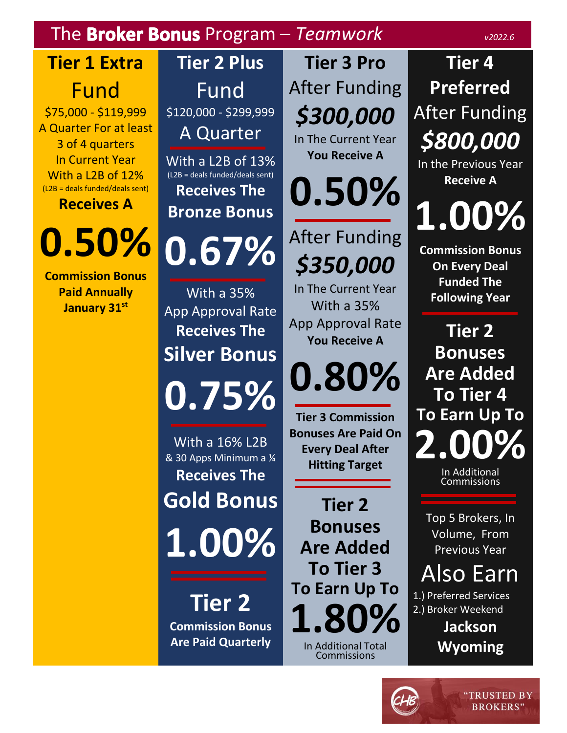# The **Broker Bonus** Program – *Teamwork*

*v2022.6*

## Tier 1 Extra

Fund

$75,000 - $119,999
A Quarter For at least 3 of 4 quarters
In Current Year
With a L2B of 12%
(L2B = deals funded/deals sent)

**Receives A**

# 0.50%

**Commission Bonus Paid Annually January 31st**

## Tier 2 Plus

Fund

$120,000 - $299,999

A Quarter

With a L2B of 13%
(L2B = deals funded/deals sent)

**Receives The Bronze Bonus**

# 0.67%

With a 35% App Approval Rate

**Receives The**

**Silver Bonus**

# 0.75%

With a 16% L2B
& 30 Apps Minimum a ¼

**Receives The**

**Gold Bonus**

# 1.00%

**Tier 2**

**Commission Bonus Are Paid Quarterly**

## Tier 3 Pro

After Funding

***$300,000***

In The Current Year

**You Receive A**

# 0.50%

After Funding

***$350,000***

In The Current Year
With a 35% App Approval Rate

**You Receive A**

# 0.80%

**Tier 3 Commission Bonuses Are Paid On Every Deal After Hitting Target**

**Tier 2 Bonuses Are Added To Tier 3 To Earn Up To**

# 1.80%

In Additional Total Commissions

## Tier 4 Preferred

After Funding

***$800,000***

In the Previous Year

**Receive A**

# 1.00%

**Commission Bonus On Every Deal Funded The Following Year**

**Tier 2 Bonuses Are Added To Tier 4 To Earn Up To**

# 2.00%

In Additional Commissions

Top 5 Brokers, In Volume, From Previous Year

Also Earn

1.) Preferred Services
2.) Broker Weekend

**Jackson Wyoming**

"TRUSTED BY BROKERS"